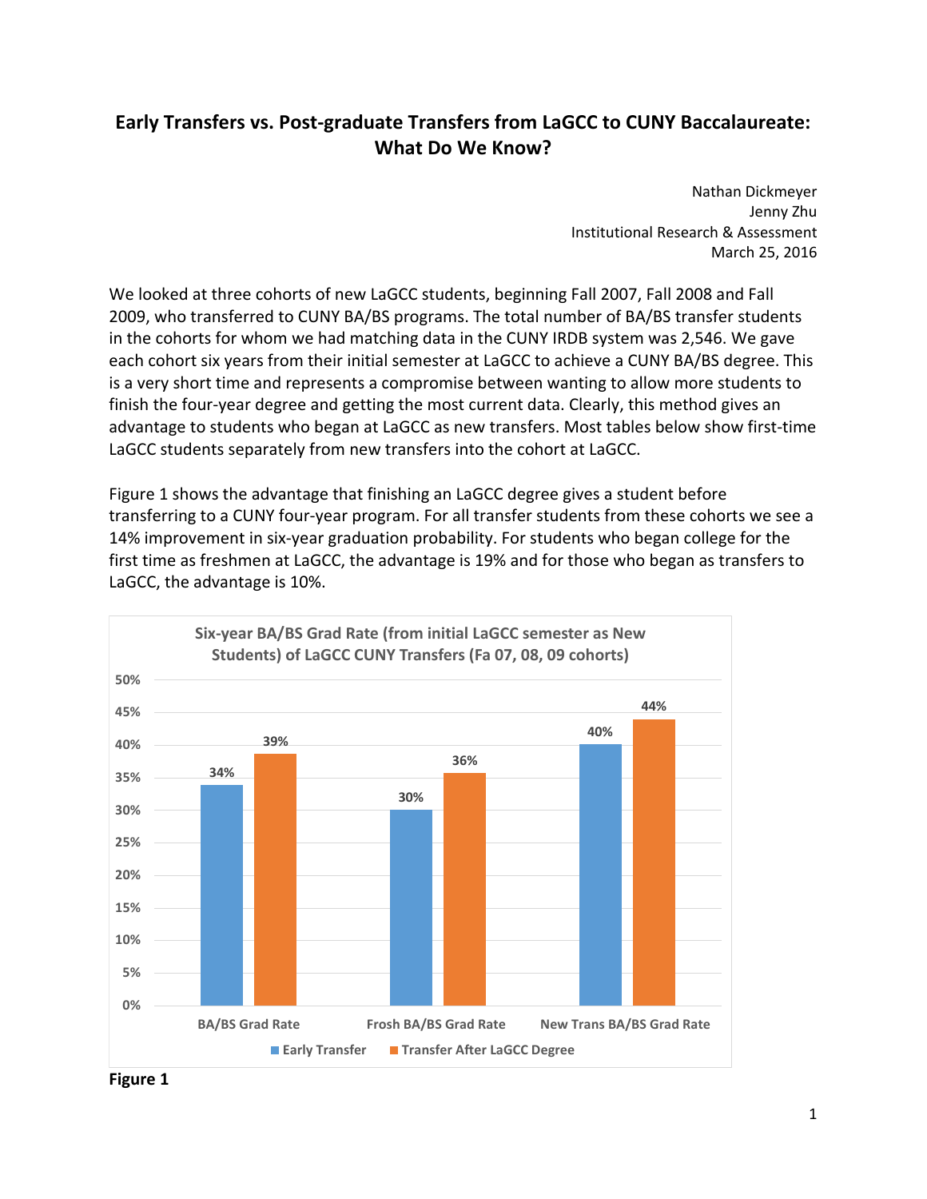# Early Transfers vs. Post-graduate Transfers from LaGCC to CUNY Baccalaureate: What Do We Know?

Nathan Dickmeyer
Jenny Zhu
Institutional Research & Assessment
March 25, 2016

We looked at three cohorts of new LaGCC students, beginning Fall 2007, Fall 2008 and Fall 2009, who transferred to CUNY BA/BS programs. The total number of BA/BS transfer students in the cohorts for whom we had matching data in the CUNY IRDB system was 2,546. We gave each cohort six years from their initial semester at LaGCC to achieve a CUNY BA/BS degree. This is a very short time and represents a compromise between wanting to allow more students to finish the four-year degree and getting the most current data. Clearly, this method gives an advantage to students who began at LaGCC as new transfers. Most tables below show first-time LaGCC students separately from new transfers into the cohort at LaGCC.

Figure 1 shows the advantage that finishing an LaGCC degree gives a student before transferring to a CUNY four-year program. For all transfer students from these cohorts we see a 14% improvement in six-year graduation probability. For students who began college for the first time as freshmen at LaGCC, the advantage is 19% and for those who began as transfers to LaGCC, the advantage is 10%.

**Six-year BA/BS Grad Rate (from initial LaGCC semester as New Students) of LaGCC CUNY Transfers (Fa 07, 08, 09 cohorts)**

| | Early Transfer | Transfer After LaGCC Degree |
|---|---|---|
| BA/BS Grad Rate | 34% | 39% |
| Frosh BA/BS Grad Rate | 30% | 36% |
| New Trans BA/BS Grad Rate | 40% | 44% |

**Figure 1**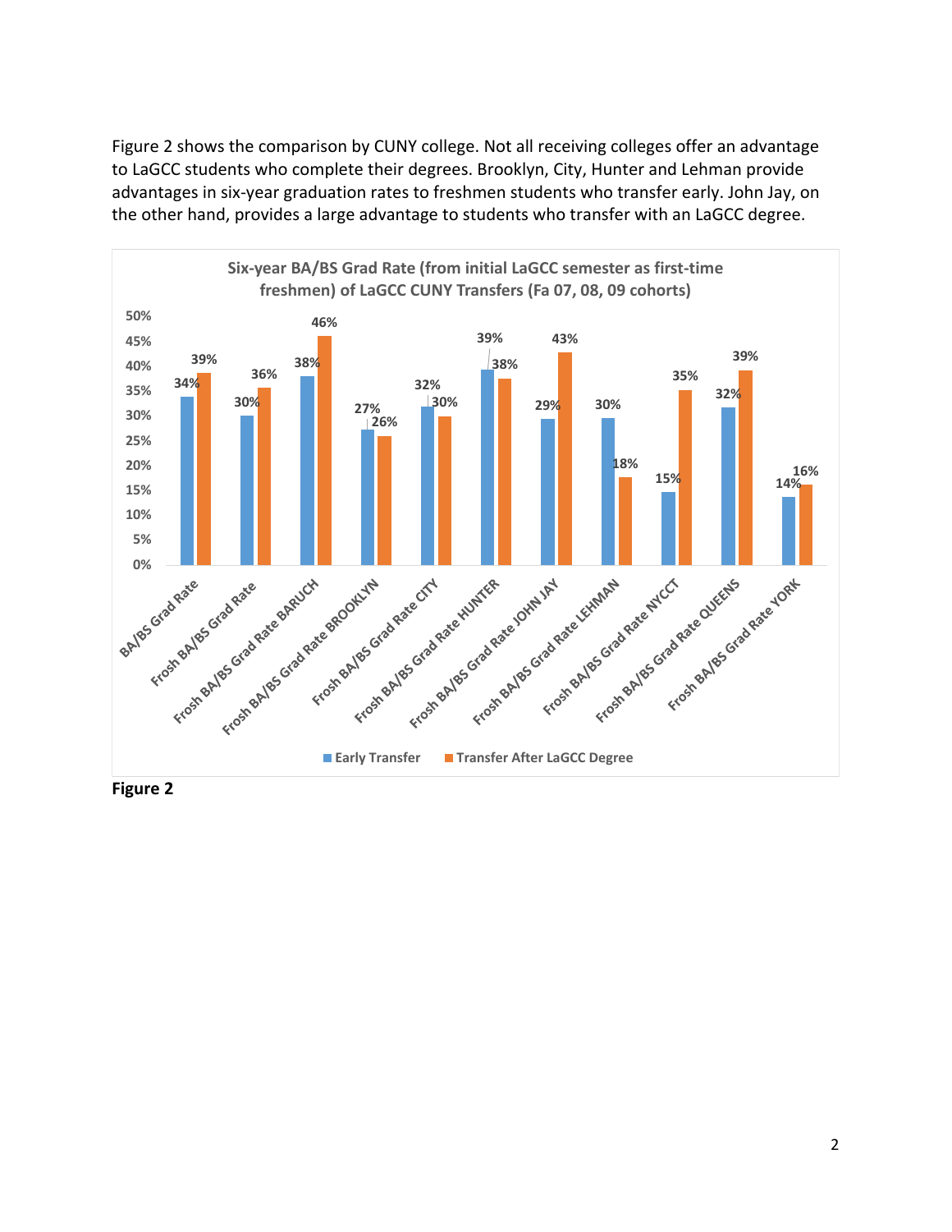Figure 2 shows the comparison by CUNY college. Not all receiving colleges offer an advantage to LaGCC students who complete their degrees. Brooklyn, City, Hunter and Lehman provide advantages in six-year graduation rates to freshmen students who transfer early. John Jay, on the other hand, provides a large advantage to students who transfer with an LaGCC degree.

**Six-year BA/BS Grad Rate (from initial LaGCC semester as first-time freshmen) of LaGCC CUNY Transfers (Fa 07, 08, 09 cohorts)**

| | Early Transfer | Transfer After LaGCC Degree |
|---|---|---|
| BA/BS Grad Rate | 34% | 39% |
| Frosh BA/BS Grad Rate | 30% | 36% |
| Frosh BA/BS Grad Rate BARUCH | 38% | 46% |
| Frosh BA/BS Grad Rate BROOKLYN | 27% | 26% |
| Frosh BA/BS Grad Rate CITY | 32% | 30% |
| Frosh BA/BS Grad Rate HUNTER | 39% | 38% |
| Frosh BA/BS Grad Rate JOHN JAY | 29% | 43% |
| Frosh BA/BS Grad Rate LEHMAN | 30% | 18% |
| Frosh BA/BS Grad Rate NYCCT | 15% | 35% |
| Frosh BA/BS Grad Rate QUEENS | 32% | 39% |
| Frosh BA/BS Grad Rate YORK | 14% | 16% |

**Figure 2**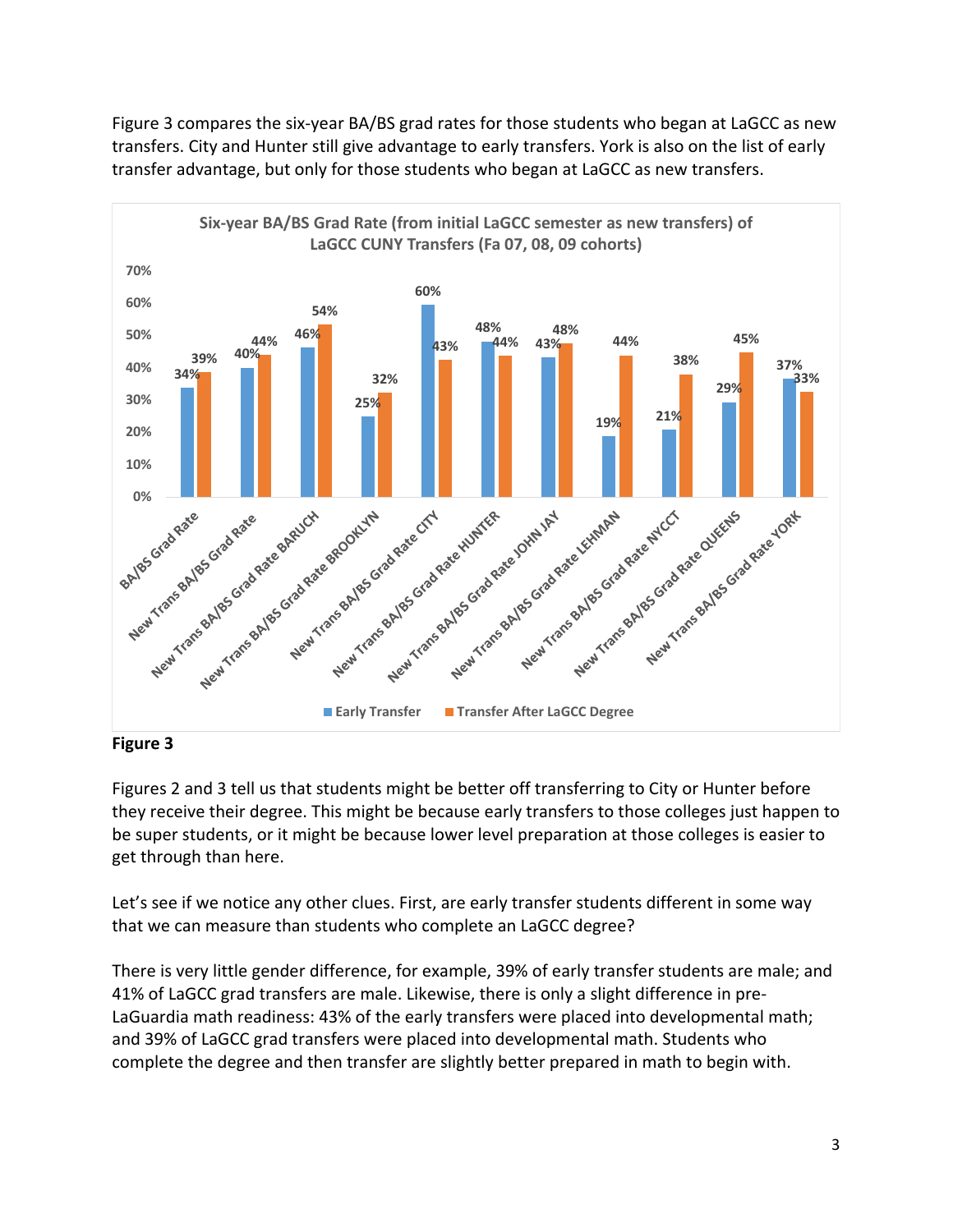Figure 3 compares the six-year BA/BS grad rates for those students who began at LaGCC as new transfers. City and Hunter still give advantage to early transfers. York is also on the list of early transfer advantage, but only for those students who began at LaGCC as new transfers.

**Six-year BA/BS Grad Rate (from initial LaGCC semester as new transfers) of LaGCC CUNY Transfers (Fa 07, 08, 09 cohorts)**

| | Early Transfer | Transfer After LaGCC Degree |
|---|---|---|
| BA/BS Grad Rate | 34% | 39% |
| New Trans BA/BS Grad Rate | 40% | 44% |
| New Trans BA/BS Grad Rate BARUCH | 46% | 54% |
| New Trans BA/BS Grad Rate BROOKLYN | 25% | 32% |
| New Trans BA/BS Grad Rate CITY | 60% | 43% |
| New Trans BA/BS Grad Rate HUNTER | 48% | 44% |
| New Trans BA/BS Grad Rate JOHN JAY | 43% | 48% |
| New Trans BA/BS Grad Rate LEHMAN | 19% | 44% |
| New Trans BA/BS Grad Rate NYCCT | 21% | 38% |
| New Trans BA/BS Grad Rate QUEENS | 29% | 45% |
| New Trans BA/BS Grad Rate YORK | 37% | 33% |

**Figure 3**

Figures 2 and 3 tell us that students might be better off transferring to City or Hunter before they receive their degree. This might be because early transfers to those colleges just happen to be super students, or it might be because lower level preparation at those colleges is easier to get through than here.

Let's see if we notice any other clues. First, are early transfer students different in some way that we can measure than students who complete an LaGCC degree?

There is very little gender difference, for example, 39% of early transfer students are male; and 41% of LaGCC grad transfers are male. Likewise, there is only a slight difference in pre-LaGuardia math readiness: 43% of the early transfers were placed into developmental math; and 39% of LaGCC grad transfers were placed into developmental math. Students who complete the degree and then transfer are slightly better prepared in math to begin with.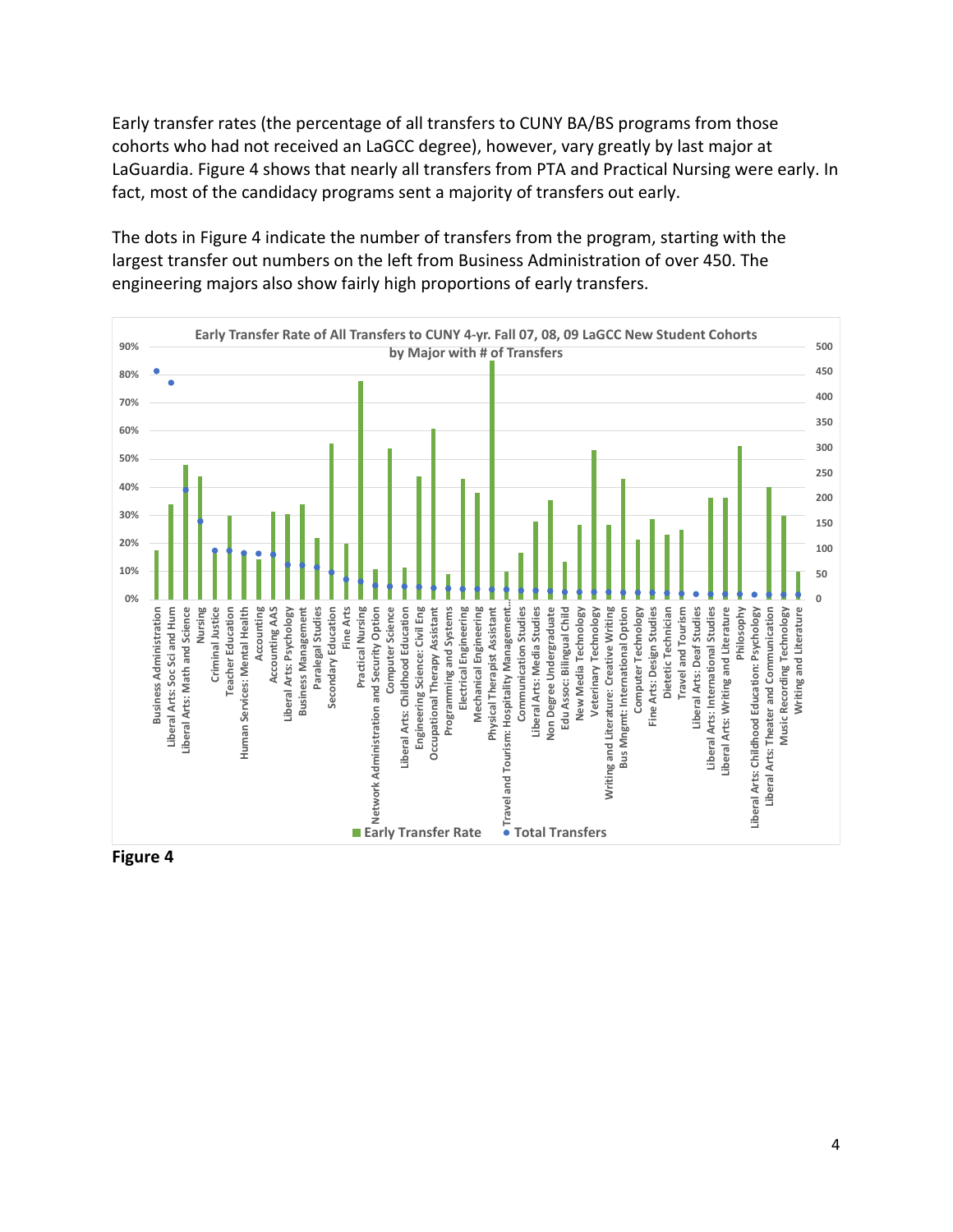Early transfer rates (the percentage of all transfers to CUNY BA/BS programs from those cohorts who had not received an LaGCC degree), however, vary greatly by last major at LaGuardia. Figure 4 shows that nearly all transfers from PTA and Practical Nursing were early. In fact, most of the candidacy programs sent a majority of transfers out early.

The dots in Figure 4 indicate the number of transfers from the program, starting with the largest transfer out numbers on the left from Business Administration of over 450. The engineering majors also show fairly high proportions of early transfers.

**Early Transfer Rate of All Transfers to CUNY 4-yr. Fall 07, 08, 09 LaGCC New Student Cohorts by Major with # of Transfers**

Legend: Early Transfer Rate (bars, left axis 0%–90%); Total Transfers (dots, right axis 0–500)

Majors (left to right): Business Administration; Liberal Arts: Soc Sci and Hum; Liberal Arts: Math and Science; Nursing; Criminal Justice; Teacher Education; Human Services: Mental Health; Accounting; Accounting AAS; Liberal Arts: Psychology; Business Management; Paralegal Studies; Secondary Education; Fine Arts; Practical Nursing; Network Administration and Security Option; Computer Science; Liberal Arts: Childhood Education; Engineering Science: Civil Eng; Occupational Therapy Assistant; Programming and Systems; Electrical Engineering; Mechanical Engineering; Physical Therapist Assistant; Travel and Tourism: Hospitality Management…; Communication Studies; Liberal Arts: Media Studies; Non Degree Undergraduate; Edu Assoc: Bilingual Child; New Media Technology; Veterinary Technology; Writing and Literature: Creative Writing; Bus Mngmt: International Option; Computer Technology; Fine Arts: Design Studies; Dietetic Technician; Travel and Tourism; Liberal Arts: Deaf Studies; Liberal Arts: International Studies; Liberal Arts: Writing and Literature; Philosophy; Liberal Arts: Childhood Education: Psychology; Liberal Arts: Theater and Communication; Music Recording Technology; Writing and Literature

**Figure 4**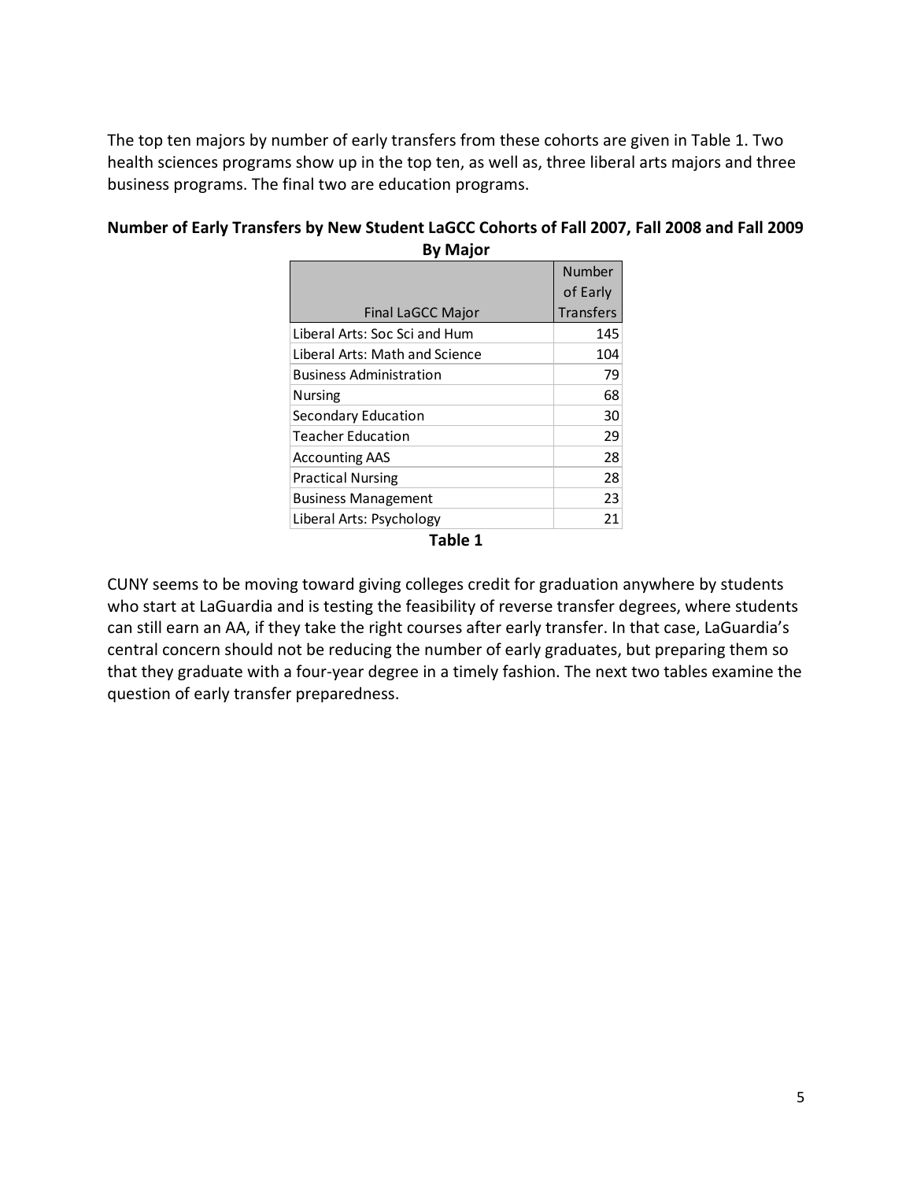The top ten majors by number of early transfers from these cohorts are given in Table 1. Two health sciences programs show up in the top ten, as well as, three liberal arts majors and three business programs. The final two are education programs.

**Number of Early Transfers by New Student LaGCC Cohorts of Fall 2007, Fall 2008 and Fall 2009 By Major**

| Final LaGCC Major | Number of Early Transfers |
|---|---|
| Liberal Arts: Soc Sci and Hum | 145 |
| Liberal Arts: Math and Science | 104 |
| Business Administration | 79 |
| Nursing | 68 |
| Secondary Education | 30 |
| Teacher Education | 29 |
| Accounting AAS | 28 |
| Practical Nursing | 28 |
| Business Management | 23 |
| Liberal Arts: Psychology | 21 |

**Table 1**

CUNY seems to be moving toward giving colleges credit for graduation anywhere by students who start at LaGuardia and is testing the feasibility of reverse transfer degrees, where students can still earn an AA, if they take the right courses after early transfer. In that case, LaGuardia's central concern should not be reducing the number of early graduates, but preparing them so that they graduate with a four-year degree in a timely fashion. The next two tables examine the question of early transfer preparedness.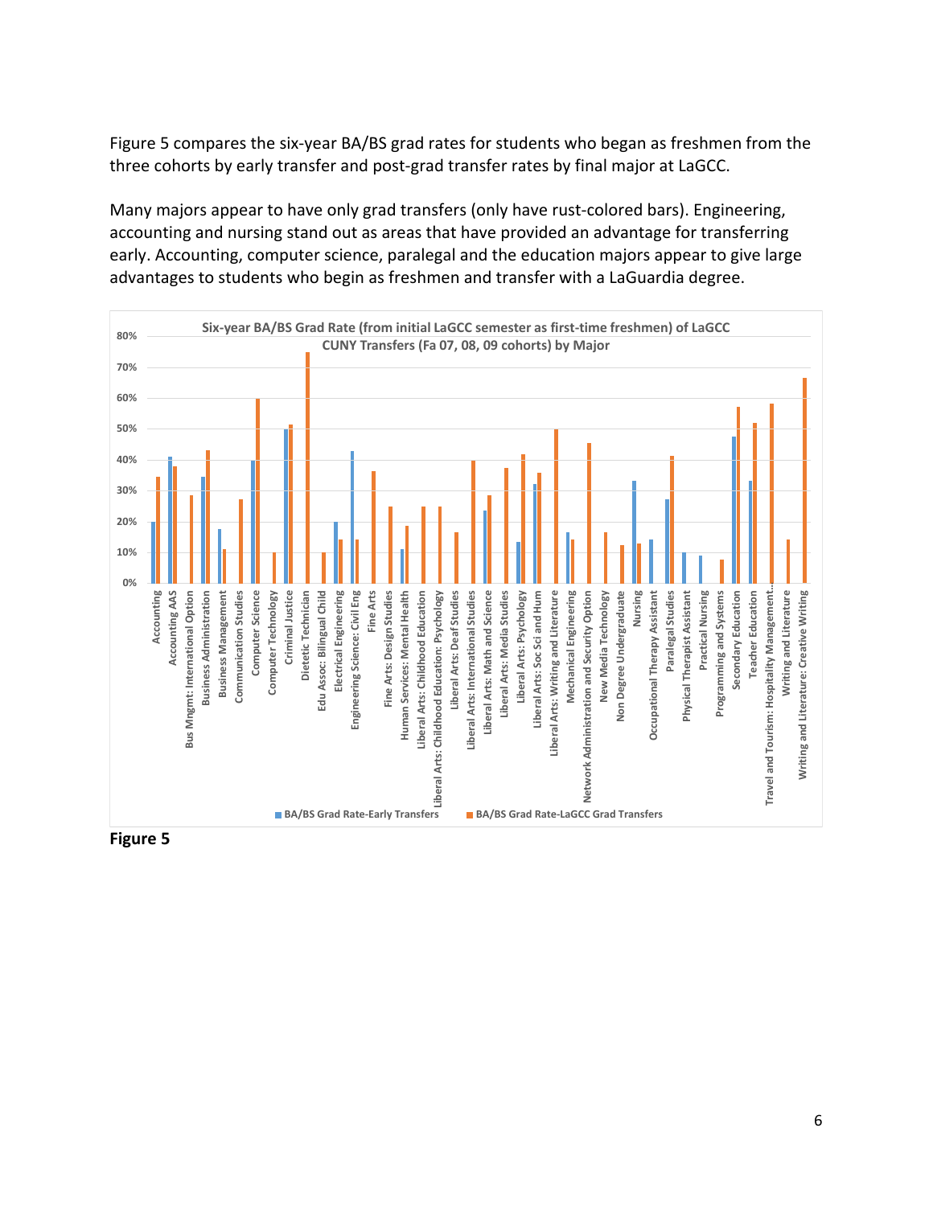Figure 5 compares the six-year BA/BS grad rates for students who began as freshmen from the three cohorts by early transfer and post-grad transfer rates by final major at LaGCC.

Many majors appear to have only grad transfers (only have rust-colored bars). Engineering, accounting and nursing stand out as areas that have provided an advantage for transferring early. Accounting, computer science, paralegal and the education majors appear to give large advantages to students who begin as freshmen and transfer with a LaGuardia degree.

**Figure 5**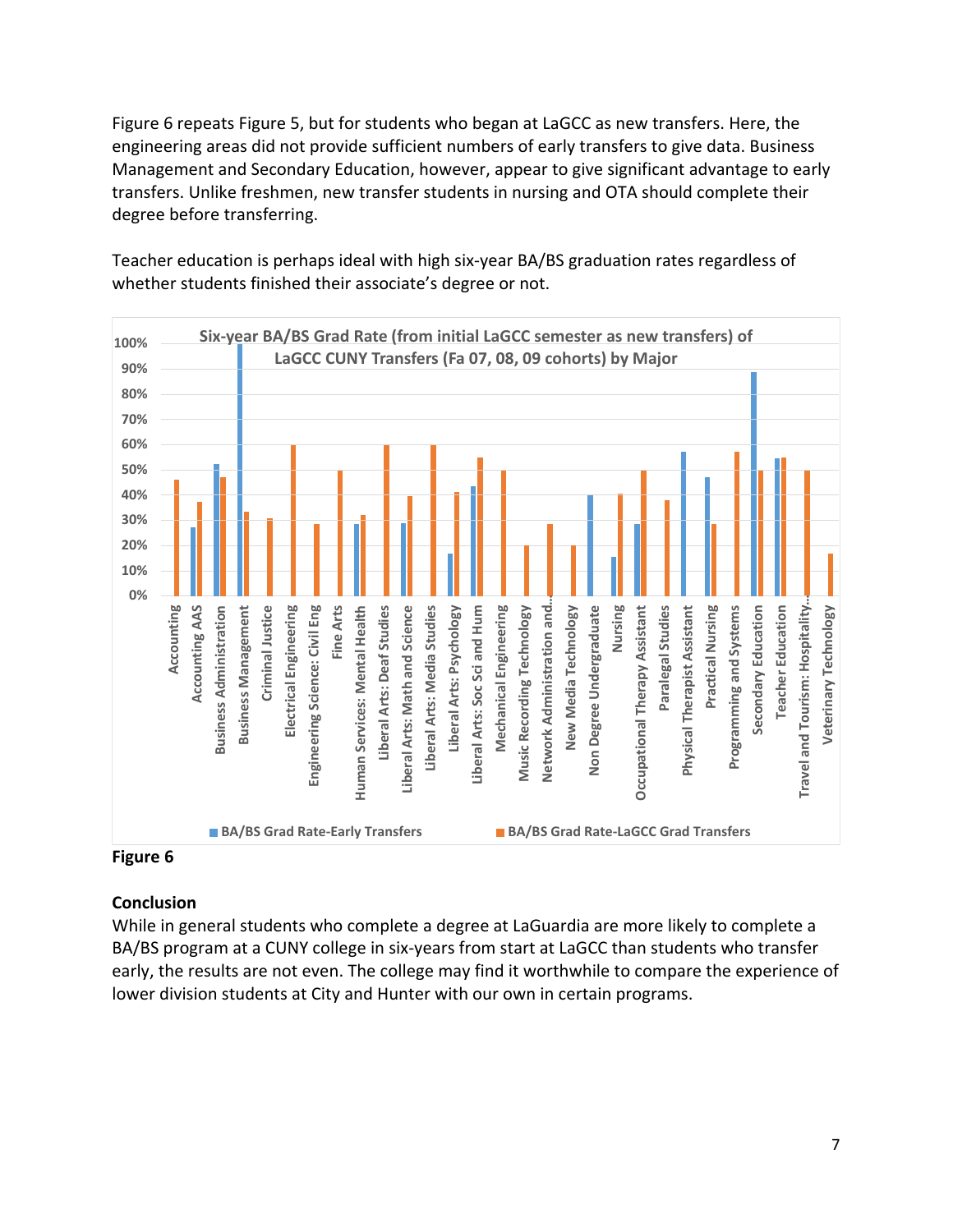Figure 6 repeats Figure 5, but for students who began at LaGCC as new transfers. Here, the engineering areas did not provide sufficient numbers of early transfers to give data. Business Management and Secondary Education, however, appear to give significant advantage to early transfers. Unlike freshmen, new transfer students in nursing and OTA should complete their degree before transferring.

Teacher education is perhaps ideal with high six-year BA/BS graduation rates regardless of whether students finished their associate's degree or not.

Six-year BA/BS Grad Rate (from initial LaGCC semester as new transfers) of LaGCC CUNY Transfers (Fa 07, 08, 09 cohorts) by Major

100%
90%
80%
70%
60%
50%
40%
30%
20%
10%
0%

Accounting
Accounting AAS
Business Administration
Business Management
Criminal Justice
Electrical Engineering
Engineering Science: Civil Eng
Fine Arts
Human Services: Mental Health
Liberal Arts: Deaf Studies
Liberal Arts: Math and Science
Liberal Arts: Media Studies
Liberal Arts: Psychology
Liberal Arts: Soc Sci and Hum
Mechanical Engineering
Music Recording Technology
Network Administration and...
New Media Technology
Non Degree Undergraduate
Nursing
Occupational Therapy Assistant
Paralegal Studies
Physical Therapist Assistant
Practical Nursing
Programming and Systems
Secondary Education
Teacher Education
Travel and Tourism: Hospitality...
Veterinary Technology

BA/BS Grad Rate-Early Transfers
BA/BS Grad Rate-LaGCC Grad Transfers

**Figure 6**

## Conclusion

While in general students who complete a degree at LaGuardia are more likely to complete a BA/BS program at a CUNY college in six-years from start at LaGCC than students who transfer early, the results are not even. The college may find it worthwhile to compare the experience of lower division students at City and Hunter with our own in certain programs.